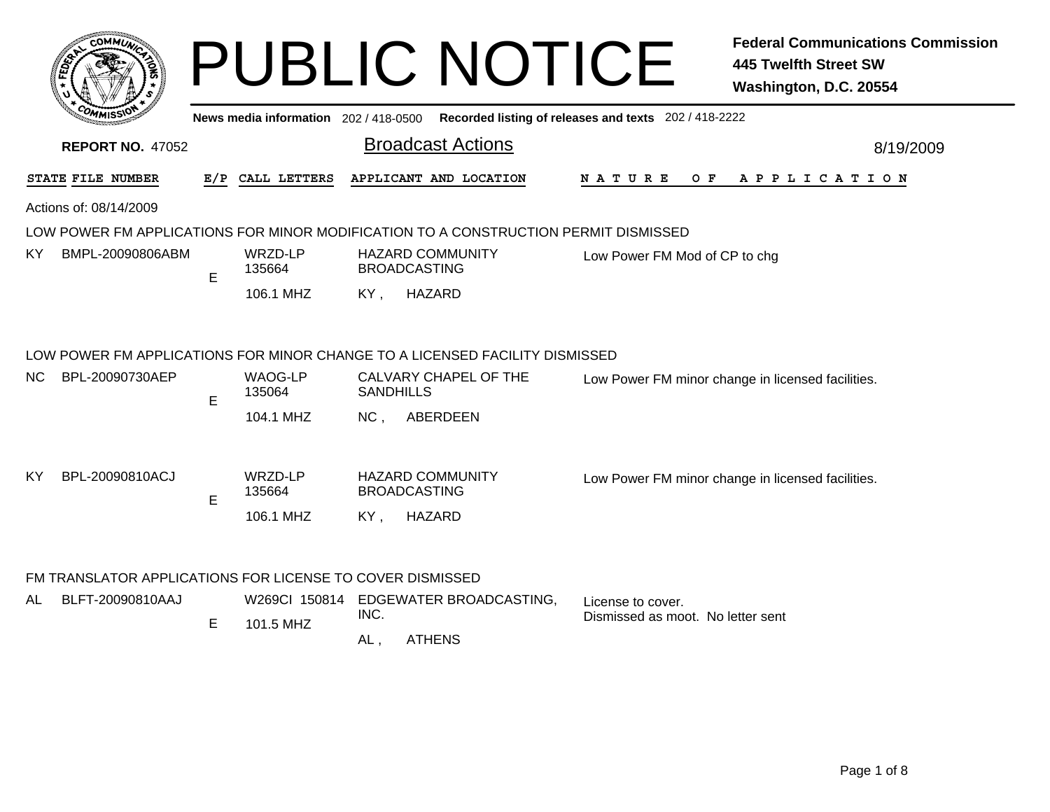# PUBLIC NOTICE

**Federal Communications Commission**
**445 Twelfth Street SW**
**Washington, D.C. 20554**

**News media information** 202 / 418-0500 **Recorded listing of releases and texts** 202 / 418-2222

**REPORT NO.** 47052

## Broadcast Actions

8/19/2009

Actions of: 08/14/2009

### LOW POWER FM APPLICATIONS FOR MINOR MODIFICATION TO A CONSTRUCTION PERMIT DISMISSED

| STATE | FILE NUMBER | E/P | CALL LETTERS | APPLICANT AND LOCATION | NATURE OF APPLICATION |
|---|---|---|---|---|---|
| KY | BMPL-20090806ABM | E | WRZD-LP 135664 106.1 MHZ | HAZARD COMMUNITY BROADCASTING KY , HAZARD | Low Power FM Mod of CP to chg |

### LOW POWER FM APPLICATIONS FOR MINOR CHANGE TO A LICENSED FACILITY DISMISSED

| STATE | FILE NUMBER | E/P | CALL LETTERS | APPLICANT AND LOCATION | NATURE OF APPLICATION |
|---|---|---|---|---|---|
| NC | BPL-20090730AEP | E | WAOG-LP 135064 104.1 MHZ | CALVARY CHAPEL OF THE SANDHILLS NC , ABERDEEN | Low Power FM minor change in licensed facilities. |
| KY | BPL-20090810ACJ | E | WRZD-LP 135664 106.1 MHZ | HAZARD COMMUNITY BROADCASTING KY , HAZARD | Low Power FM minor change in licensed facilities. |

### FM TRANSLATOR APPLICATIONS FOR LICENSE TO COVER DISMISSED

| STATE | FILE NUMBER | E/P | CALL LETTERS | APPLICANT AND LOCATION | NATURE OF APPLICATION |
|---|---|---|---|---|---|
| AL | BLFT-20090810AAJ | E | W269CI 150814 101.5 MHZ | EDGEWATER BROADCASTING, INC. AL , ATHENS | License to cover. Dismissed as moot. No letter sent |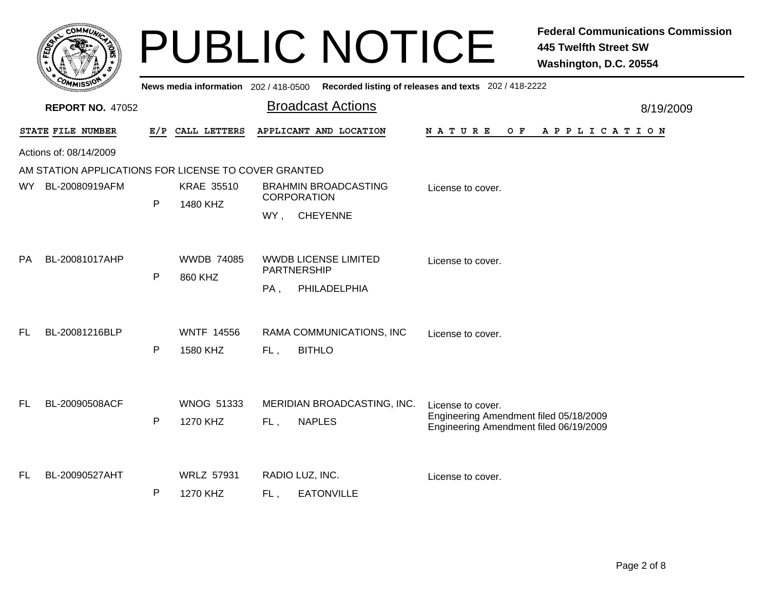# PUBLIC NOTICE

**Federal Communications Commission**
**445 Twelfth Street SW**
**Washington, D.C. 20554**

News media information 202 / 418-0500 Recorded listing of releases and texts 202 / 418-2222

**REPORT NO. 47052**

## Broadcast Actions

8/19/2009

Actions of: 08/14/2009

AM STATION APPLICATIONS FOR LICENSE TO COVER GRANTED

| STATE | FILE NUMBER | E/P | CALL LETTERS | APPLICANT AND LOCATION | NATURE OF APPLICATION |
|---|---|---|---|---|---|
| WY | BL-20080919AFM | P | KRAE 35510<br>1480 KHZ | BRAHMIN BROADCASTING CORPORATION<br>WY , CHEYENNE | License to cover. |
| PA | BL-20081017AHP | P | WWDB 74085<br>860 KHZ | WWDB LICENSE LIMITED PARTNERSHIP<br>PA , PHILADELPHIA | License to cover. |
| FL | BL-20081216BLP | P | WNTF 14556<br>1580 KHZ | RAMA COMMUNICATIONS, INC<br>FL , BITHLO | License to cover. |
| FL | BL-20090508ACF | P | WNOG 51333<br>1270 KHZ | MERIDIAN BROADCASTING, INC.<br>FL , NAPLES | License to cover.<br>Engineering Amendment filed 05/18/2009<br>Engineering Amendment filed 06/19/2009 |
| FL | BL-20090527AHT | P | WRLZ 57931<br>1270 KHZ | RADIO LUZ, INC.<br>FL , EATONVILLE | License to cover. |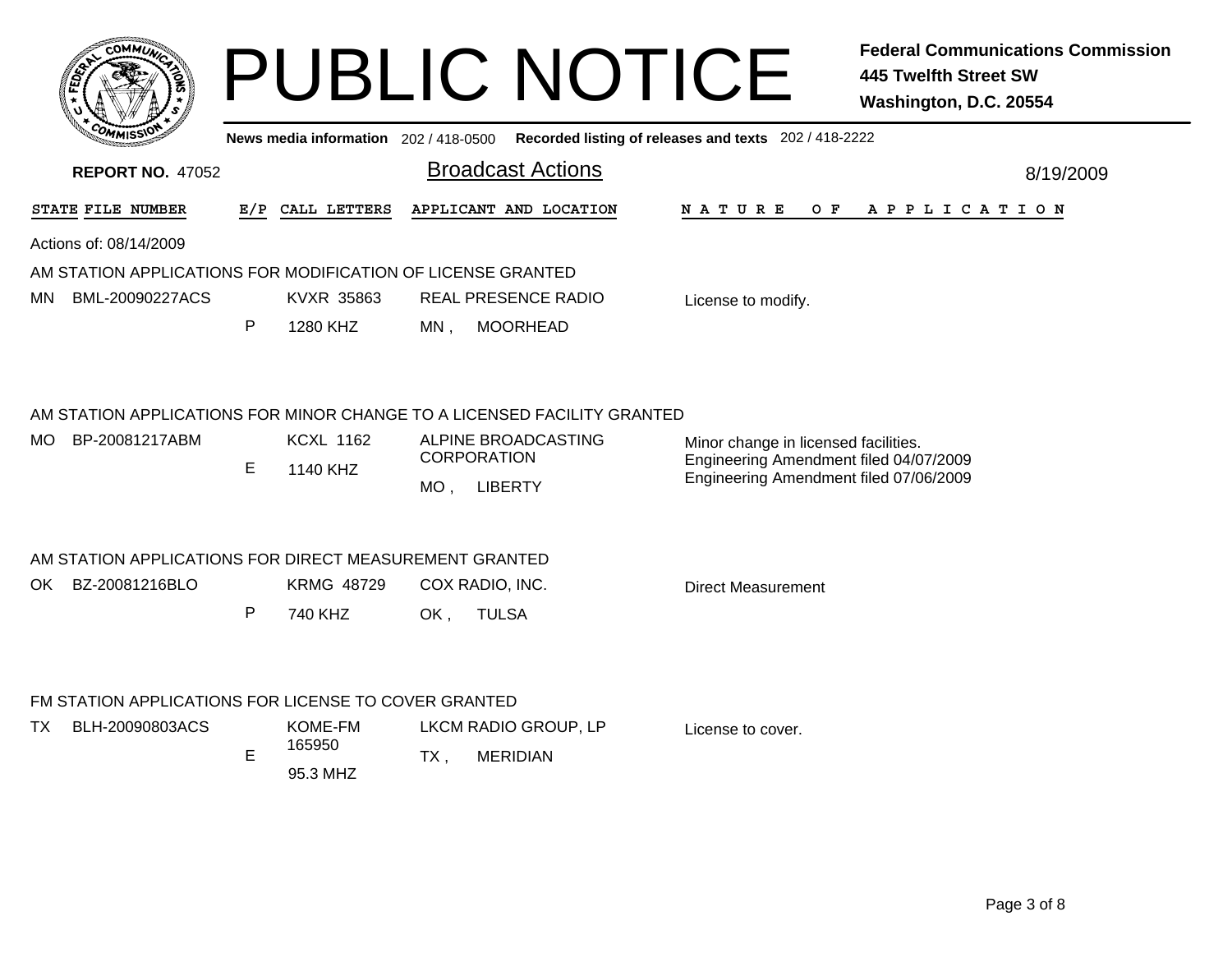# PUBLIC NOTICE

**Federal Communications Commission**
**445 Twelfth Street SW**
**Washington, D.C. 20554**

**News media information** 202 / 418-0500 **Recorded listing of releases and texts** 202 / 418-2222

**REPORT NO.** 47052

## Broadcast Actions

8/19/2009

| STATE | FILE NUMBER | E/P | CALL LETTERS | APPLICANT AND LOCATION | NATURE OF APPLICATION |
|---|---|---|---|---|---|

Actions of: 08/14/2009

### AM STATION APPLICATIONS FOR MODIFICATION OF LICENSE GRANTED

| STATE | FILE NUMBER | E/P | CALL LETTERS | APPLICANT AND LOCATION | NATURE OF APPLICATION |
|---|---|---|---|---|---|
| MN | BML-20090227ACS | P | KVXR 35863<br>1280 KHZ | REAL PRESENCE RADIO<br>MN , MOORHEAD | License to modify. |

### AM STATION APPLICATIONS FOR MINOR CHANGE TO A LICENSED FACILITY GRANTED

| STATE | FILE NUMBER | E/P | CALL LETTERS | APPLICANT AND LOCATION | NATURE OF APPLICATION |
|---|---|---|---|---|---|
| MO | BP-20081217ABM | E | KCXL 1162<br>1140 KHZ | ALPINE BROADCASTING CORPORATION<br>MO , LIBERTY | Minor change in licensed facilities.<br>Engineering Amendment filed 04/07/2009<br>Engineering Amendment filed 07/06/2009 |

### AM STATION APPLICATIONS FOR DIRECT MEASUREMENT GRANTED

| STATE | FILE NUMBER | E/P | CALL LETTERS | APPLICANT AND LOCATION | NATURE OF APPLICATION |
|---|---|---|---|---|---|
| OK | BZ-20081216BLO | P | KRMG 48729<br>740 KHZ | COX RADIO, INC.<br>OK , TULSA | Direct Measurement |

### FM STATION APPLICATIONS FOR LICENSE TO COVER GRANTED

| STATE | FILE NUMBER | E/P | CALL LETTERS | APPLICANT AND LOCATION | NATURE OF APPLICATION |
|---|---|---|---|---|---|
| TX | BLH-20090803ACS | E | KOME-FM 165950<br>95.3 MHZ | LKCM RADIO GROUP, LP<br>TX , MERIDIAN | License to cover. |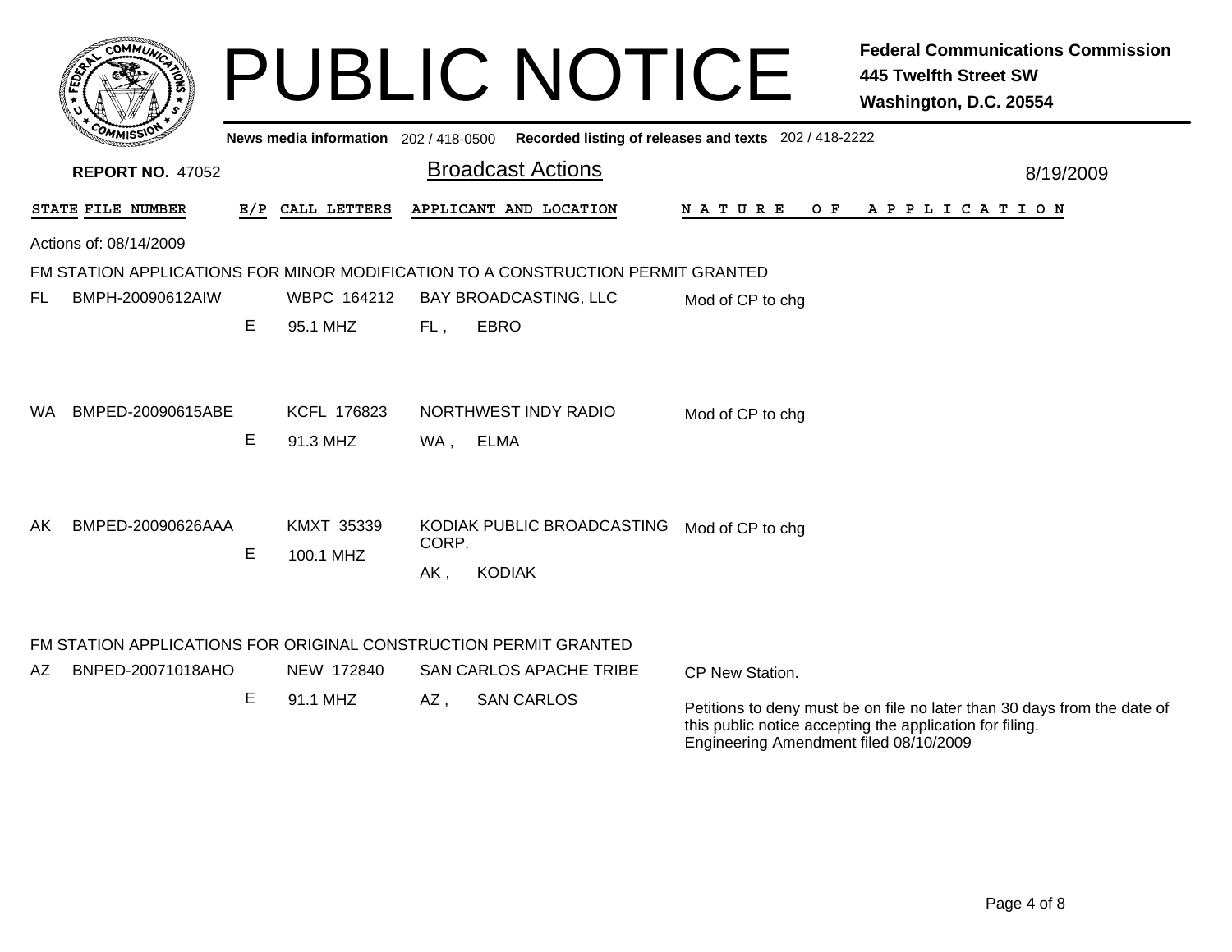# PUBLIC NOTICE

**Federal Communications Commission**
**445 Twelfth Street SW**
**Washington, D.C. 20554**

News media information 202 / 418-0500 Recorded listing of releases and texts 202 / 418-2222

**REPORT NO.** 47052

## Broadcast Actions

8/19/2009

| STATE | FILE NUMBER | E/P | CALL LETTERS | APPLICANT AND LOCATION | NATURE OF APPLICATION |
|---|---|---|---|---|---|

Actions of: 08/14/2009

### FM STATION APPLICATIONS FOR MINOR MODIFICATION TO A CONSTRUCTION PERMIT GRANTED

| STATE | FILE NUMBER | E/P | CALL LETTERS | APPLICANT AND LOCATION | NATURE OF APPLICATION |
|---|---|---|---|---|---|
| FL | BMPH-20090612AIW | E | WBPC 164212<br>95.1 MHZ | BAY BROADCASTING, LLC<br>FL , EBRO | Mod of CP to chg |
| WA | BMPED-20090615ABE | E | KCFL 176823<br>91.3 MHZ | NORTHWEST INDY RADIO<br>WA , ELMA | Mod of CP to chg |
| AK | BMPED-20090626AAA | E | KMXT 35339<br>100.1 MHZ | KODIAK PUBLIC BROADCASTING CORP.<br>AK , KODIAK | Mod of CP to chg |

### FM STATION APPLICATIONS FOR ORIGINAL CONSTRUCTION PERMIT GRANTED

| STATE | FILE NUMBER | E/P | CALL LETTERS | APPLICANT AND LOCATION | NATURE OF APPLICATION |
|---|---|---|---|---|---|
| AZ | BNPED-20071018AHO | E | NEW 172840<br>91.1 MHZ | SAN CARLOS APACHE TRIBE<br>AZ , SAN CARLOS | CP New Station.<br><br>Petitions to deny must be on file no later than 30 days from the date of this public notice accepting the application for filing.<br>Engineering Amendment filed 08/10/2009 |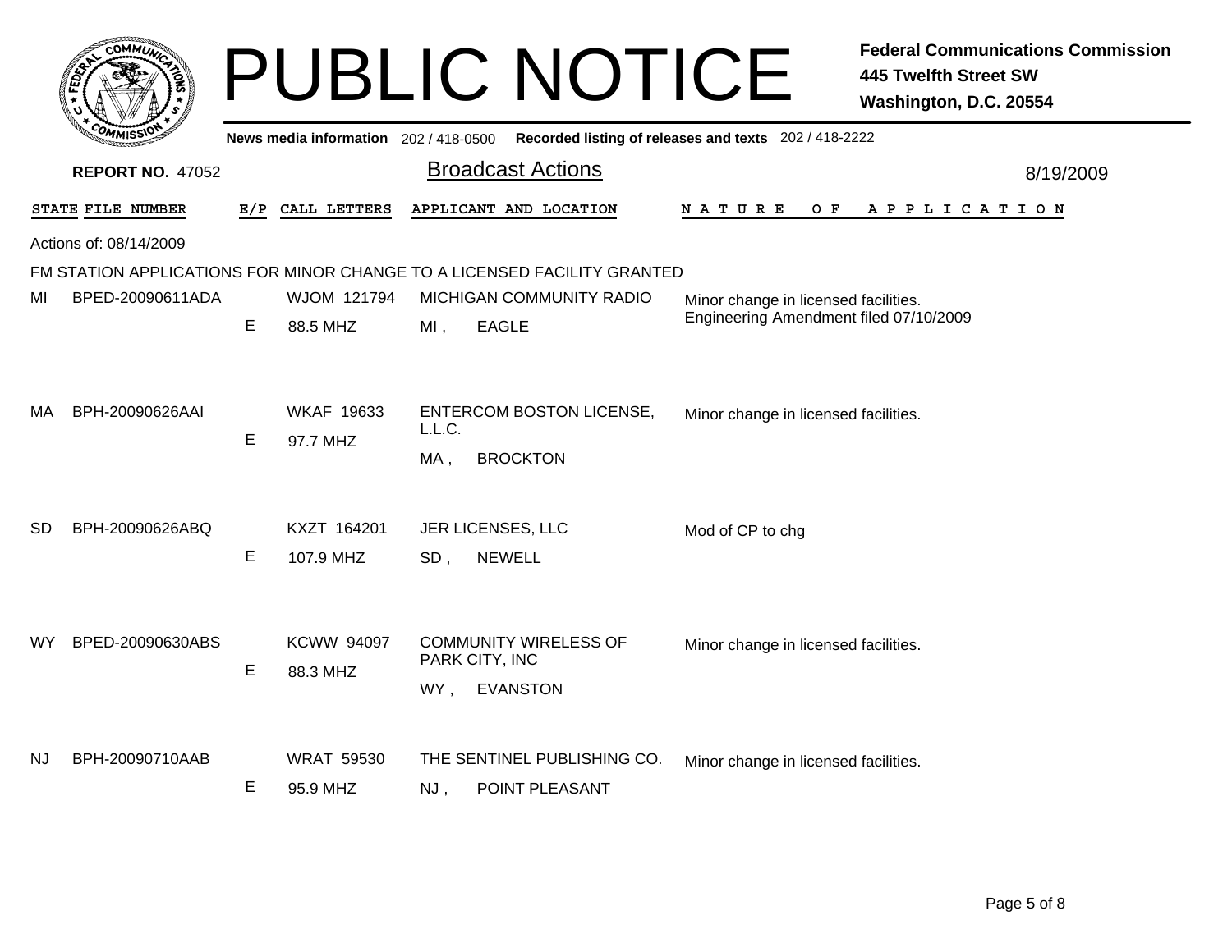# PUBLIC NOTICE

**Federal Communications Commission**
**445 Twelfth Street SW**
**Washington, D.C. 20554**

News media information 202 / 418-0500 Recorded listing of releases and texts 202 / 418-2222

**REPORT NO.** 47052

## Broadcast Actions

8/19/2009

Actions of: 08/14/2009

FM STATION APPLICATIONS FOR MINOR CHANGE TO A LICENSED FACILITY GRANTED

| STATE | FILE NUMBER | E/P | CALL LETTERS | APPLICANT AND LOCATION | NATURE OF APPLICATION |
|---|---|---|---|---|---|
| MI | BPED-20090611ADA | E | WJOM 121794 88.5 MHZ | MICHIGAN COMMUNITY RADIO MI , EAGLE | Minor change in licensed facilities. Engineering Amendment filed 07/10/2009 |
| MA | BPH-20090626AAI | E | WKAF 19633 97.7 MHZ | ENTERCOM BOSTON LICENSE, L.L.C. MA , BROCKTON | Minor change in licensed facilities. |
| SD | BPH-20090626ABQ | E | KXZT 164201 107.9 MHZ | JER LICENSES, LLC SD , NEWELL | Mod of CP to chg |
| WY | BPED-20090630ABS | E | KCWW 94097 88.3 MHZ | COMMUNITY WIRELESS OF PARK CITY, INC WY , EVANSTON | Minor change in licensed facilities. |
| NJ | BPH-20090710AAB | E | WRAT 59530 95.9 MHZ | THE SENTINEL PUBLISHING CO. NJ , POINT PLEASANT | Minor change in licensed facilities. |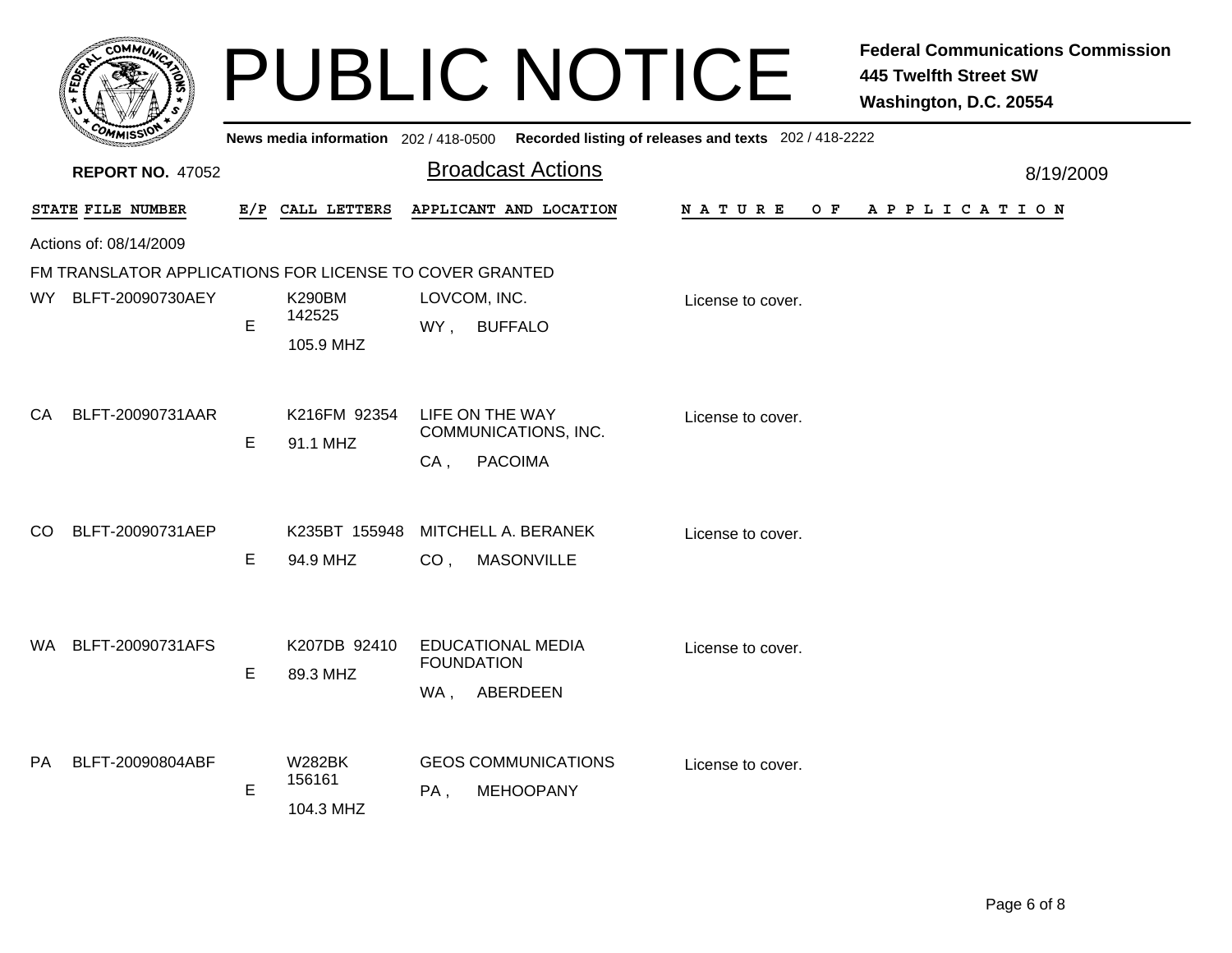# PUBLIC NOTICE

**Federal Communications Commission**
**445 Twelfth Street SW**
**Washington, D.C. 20554**

**News media information** 202 / 418-0500 **Recorded listing of releases and texts** 202 / 418-2222

**REPORT NO.** 47052

## Broadcast Actions

8/19/2009

Actions of: 08/14/2009

### FM TRANSLATOR APPLICATIONS FOR LICENSE TO COVER GRANTED

| STATE | FILE NUMBER | E/P | CALL LETTERS | APPLICANT AND LOCATION | NATURE OF APPLICATION |
|---|---|---|---|---|---|
| WY | BLFT-20090730AEY | E | K290BM 142525 105.9 MHZ | LOVCOM, INC. WY , BUFFALO | License to cover. |
| CA | BLFT-20090731AAR | E | K216FM 92354 91.1 MHZ | LIFE ON THE WAY COMMUNICATIONS, INC. CA , PACOIMA | License to cover. |
| CO | BLFT-20090731AEP | E | K235BT 155948 94.9 MHZ | MITCHELL A. BERANEK CO , MASONVILLE | License to cover. |
| WA | BLFT-20090731AFS | E | K207DB 92410 89.3 MHZ | EDUCATIONAL MEDIA FOUNDATION WA , ABERDEEN | License to cover. |
| PA | BLFT-20090804ABF | E | W282BK 156161 104.3 MHZ | GEOS COMMUNICATIONS PA , MEHOOPANY | License to cover. |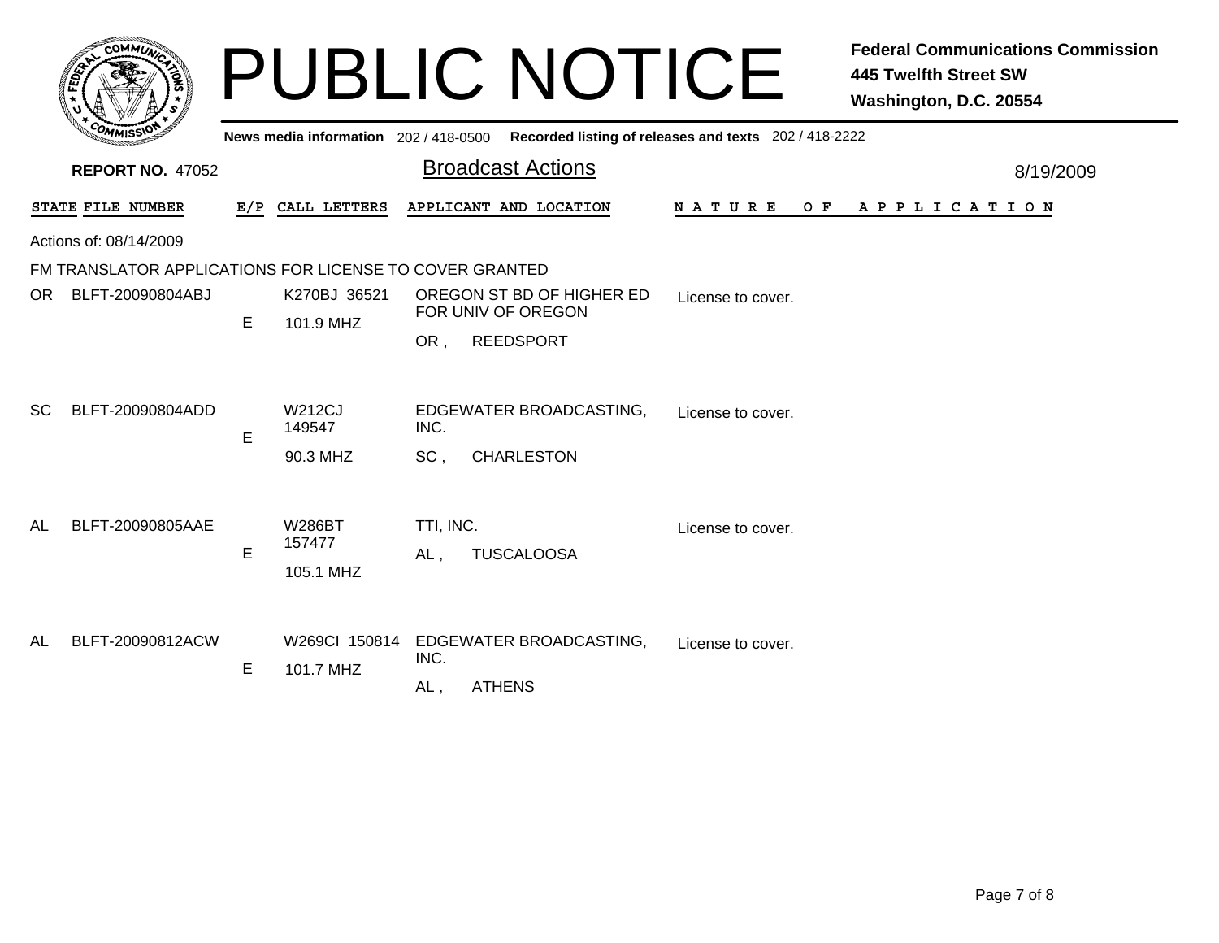# PUBLIC NOTICE

**Federal Communications Commission**
**445 Twelfth Street SW**
**Washington, D.C. 20554**

News media information 202 / 418-0500 Recorded listing of releases and texts 202 / 418-2222

**REPORT NO.** 47052

## Broadcast Actions

8/19/2009

Actions of: 08/14/2009

FM TRANSLATOR APPLICATIONS FOR LICENSE TO COVER GRANTED

| STATE | FILE NUMBER | E/P | CALL LETTERS | APPLICANT AND LOCATION | NATURE OF APPLICATION |
|---|---|---|---|---|---|
| OR | BLFT-20090804ABJ | E | K270BJ 36521 101.9 MHZ | OREGON ST BD OF HIGHER ED FOR UNIV OF OREGON OR , REEDSPORT | License to cover. |
| SC | BLFT-20090804ADD | E | W212CJ 149547 90.3 MHZ | EDGEWATER BROADCASTING, INC. SC , CHARLESTON | License to cover. |
| AL | BLFT-20090805AAE | E | W286BT 157477 105.1 MHZ | TTI, INC. AL , TUSCALOOSA | License to cover. |
| AL | BLFT-20090812ACW | E | W269CI 150814 101.7 MHZ | EDGEWATER BROADCASTING, INC. AL , ATHENS | License to cover. |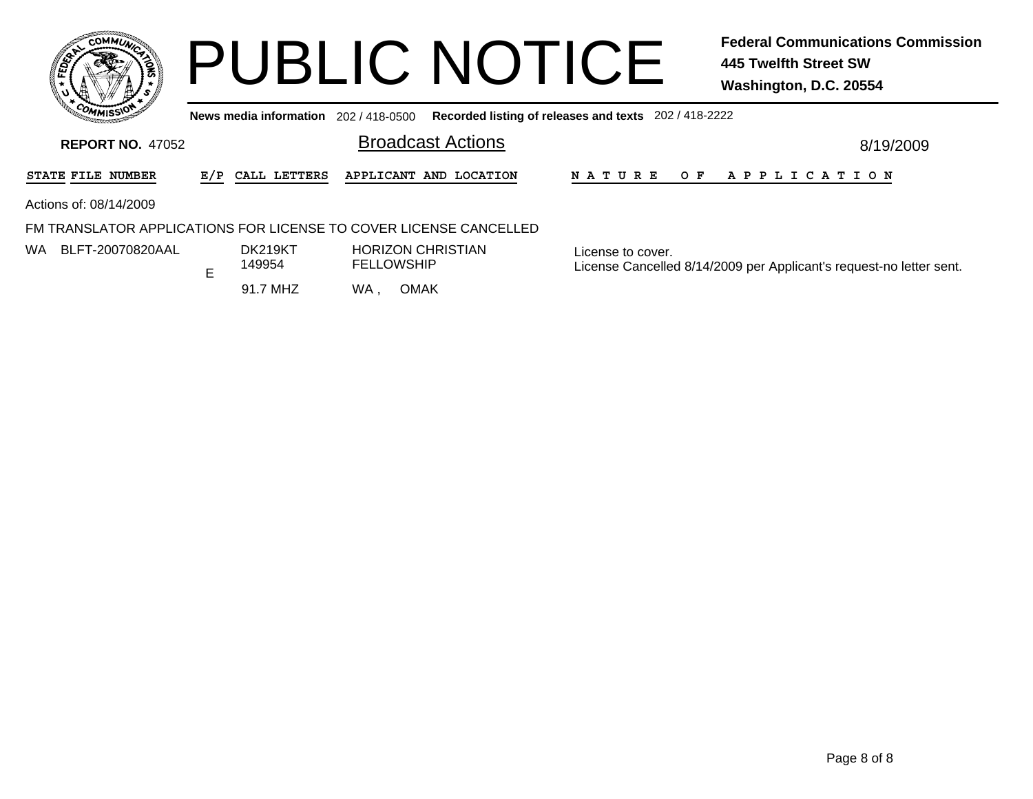# PUBLIC NOTICE

**Federal Communications Commission**
**445 Twelfth Street SW**
**Washington, D.C. 20554**

**News media information** 202 / 418-0500 **Recorded listing of releases and texts** 202 / 418-2222

**REPORT NO.** 47052

## Broadcast Actions

8/19/2009

| STATE | FILE NUMBER | E/P | CALL LETTERS | APPLICANT AND LOCATION | NATURE OF APPLICATION |
|---|---|---|---|---|---|

Actions of: 08/14/2009

FM TRANSLATOR APPLICATIONS FOR LICENSE TO COVER LICENSE CANCELLED

| STATE | FILE NUMBER | E/P | CALL LETTERS | APPLICANT AND LOCATION | NATURE OF APPLICATION |
|---|---|---|---|---|---|
| WA | BLFT-20070820AAL | E | DK219KT 149954 91.7 MHZ | HORIZON CHRISTIAN FELLOWSHIP WA , OMAK | License to cover. License Cancelled 8/14/2009 per Applicant's request-no letter sent. |